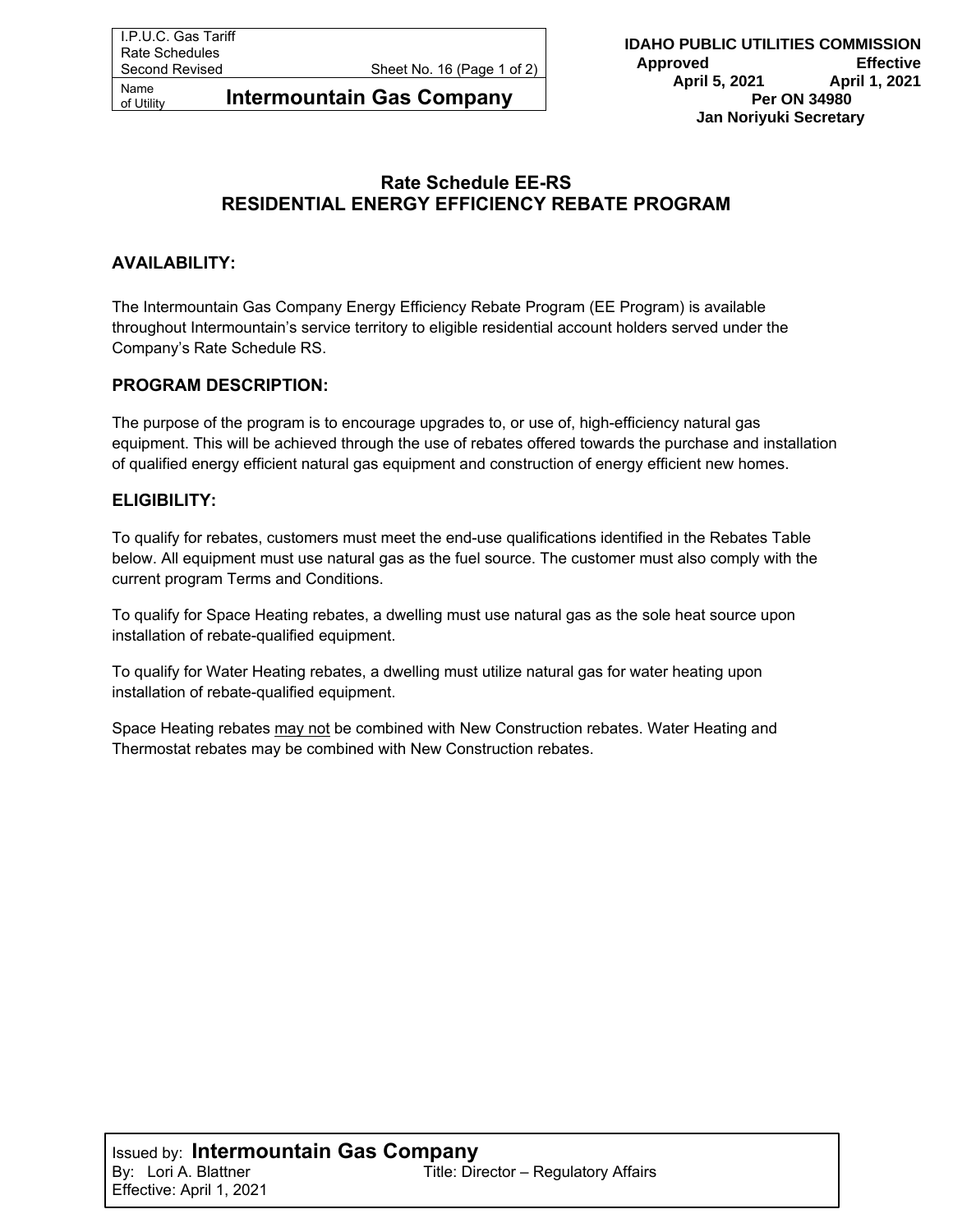## Rate Schedule EE-RS
## RESIDENTIAL ENERGY EFFICIENCY REBATE PROGRAM

### AVAILABILITY:

The Intermountain Gas Company Energy Efficiency Rebate Program (EE Program) is available throughout Intermountain's service territory to eligible residential account holders served under the Company's Rate Schedule RS.

### PROGRAM DESCRIPTION:

The purpose of the program is to encourage upgrades to, or use of, high-efficiency natural gas equipment. This will be achieved through the use of rebates offered towards the purchase and installation of qualified energy efficient natural gas equipment and construction of energy efficient new homes.

### ELIGIBILITY:

To qualify for rebates, customers must meet the end-use qualifications identified in the Rebates Table below. All equipment must use natural gas as the fuel source. The customer must also comply with the current program Terms and Conditions.

To qualify for Space Heating rebates, a dwelling must use natural gas as the sole heat source upon installation of rebate-qualified equipment.

To qualify for Water Heating rebates, a dwelling must utilize natural gas for water heating upon installation of rebate-qualified equipment.

Space Heating rebates <u>may not</u> be combined with New Construction rebates. Water Heating and Thermostat rebates may be combined with New Construction rebates.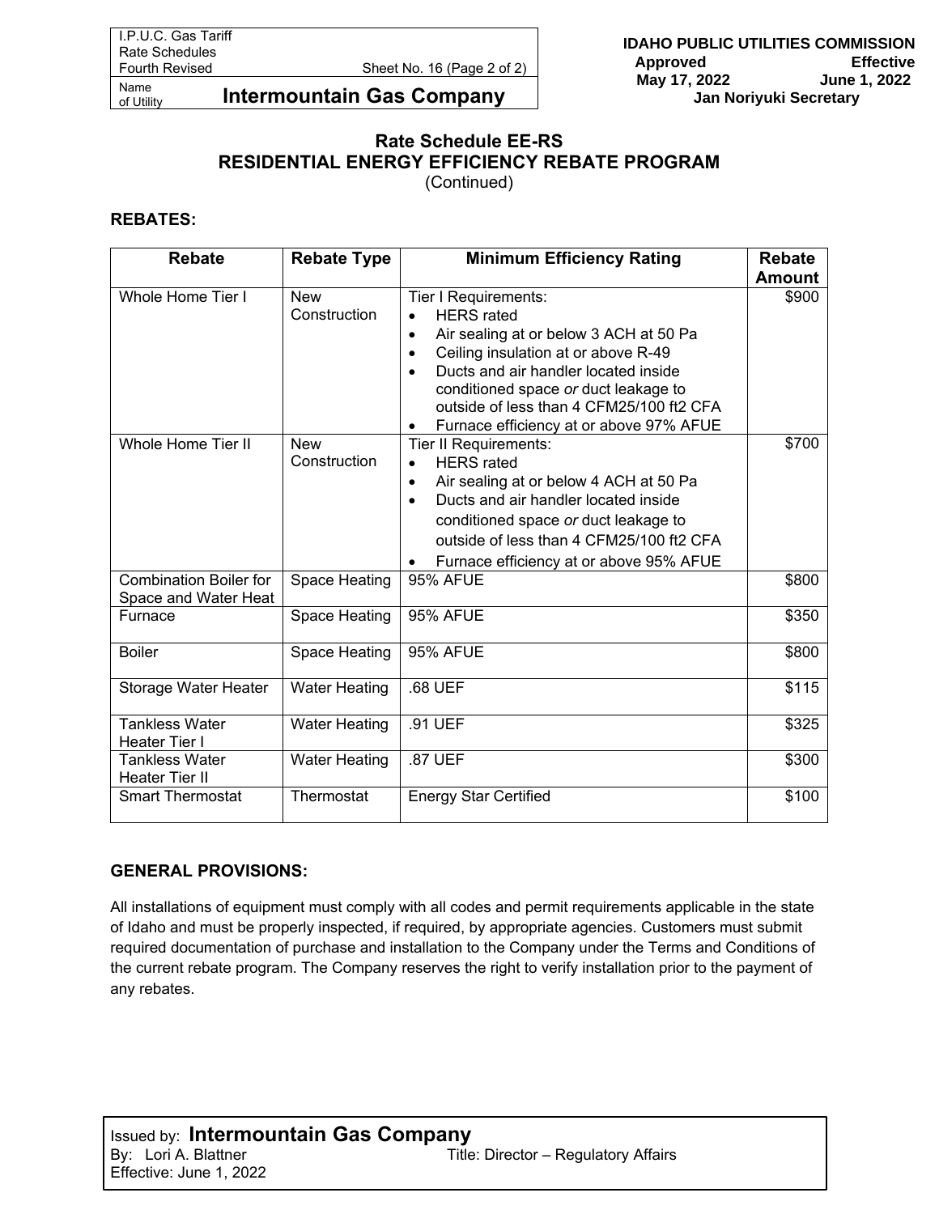## Rate Schedule EE-RS
## RESIDENTIAL ENERGY EFFICIENCY REBATE PROGRAM
(Continued)

**REBATES:**

| Rebate | Rebate Type | Minimum Efficiency Rating | Rebate Amount |
|---|---|---|---|
| Whole Home Tier I | New Construction | Tier I Requirements: <br>• HERS rated <br>• Air sealing at or below 3 ACH at 50 Pa <br>• Ceiling insulation at or above R-49 <br>• Ducts and air handler located inside conditioned space *or* duct leakage to outside of less than 4 CFM25/100 ft2 CFA <br>• Furnace efficiency at or above 97% AFUE | $900 |
| Whole Home Tier II | New Construction | Tier II Requirements: <br>• HERS rated <br>• Air sealing at or below 4 ACH at 50 Pa <br>• Ducts and air handler located inside conditioned space *or* duct leakage to outside of less than 4 CFM25/100 ft2 CFA <br>• Furnace efficiency at or above 95% AFUE | $700 |
| Combination Boiler for Space and Water Heat | Space Heating | 95% AFUE | $800 |
| Furnace | Space Heating | 95% AFUE | $350 |
| Boiler | Space Heating | 95% AFUE | $800 |
| Storage Water Heater | Water Heating | .68 UEF | $115 |
| Tankless Water Heater Tier I | Water Heating | .91 UEF | $325 |
| Tankless Water Heater Tier II | Water Heating | .87 UEF | $300 |
| Smart Thermostat | Thermostat | Energy Star Certified | $100 |

**GENERAL PROVISIONS:**

All installations of equipment must comply with all codes and permit requirements applicable in the state of Idaho and must be properly inspected, if required, by appropriate agencies. Customers must submit required documentation of purchase and installation to the Company under the Terms and Conditions of the current rebate program. The Company reserves the right to verify installation prior to the payment of any rebates.